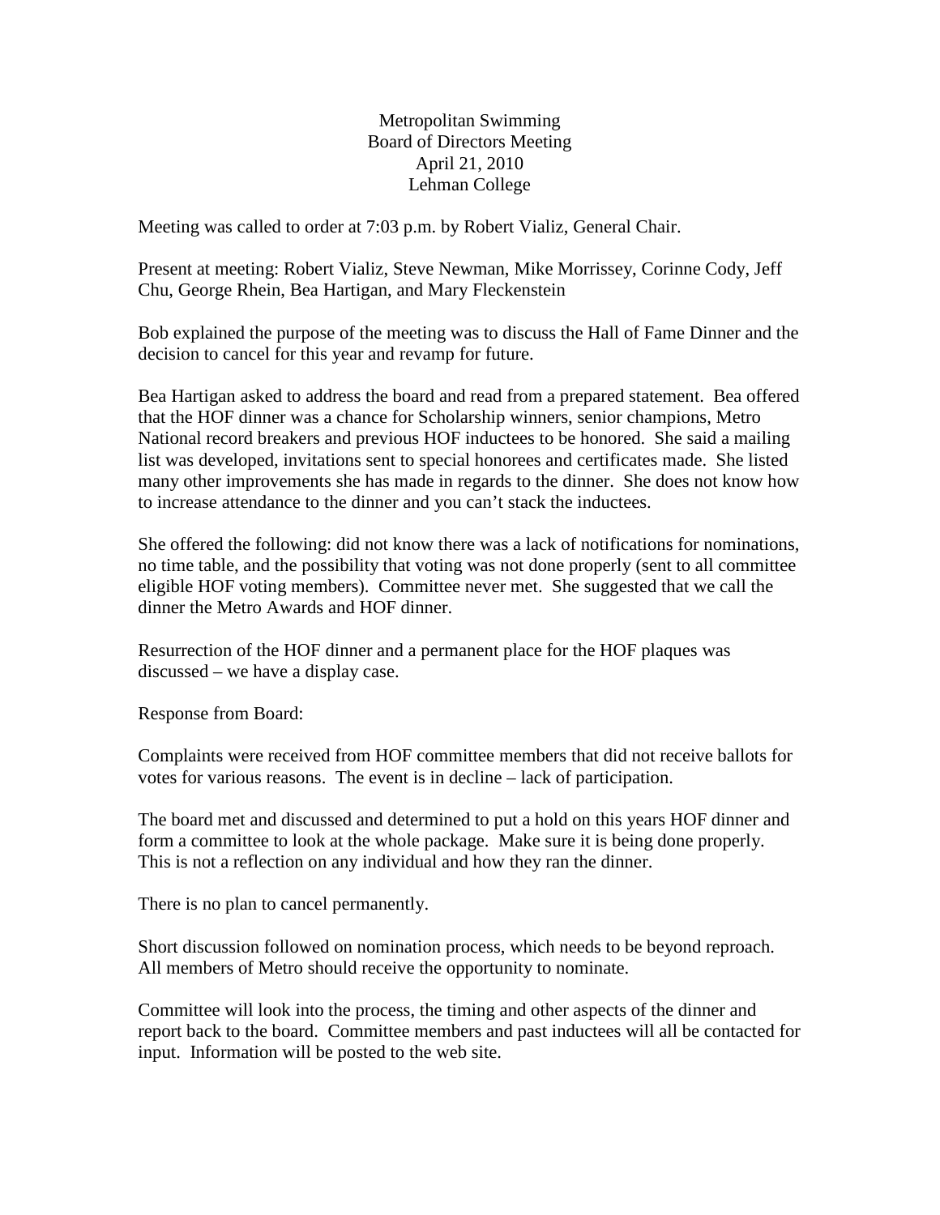Metropolitan Swimming
Board of Directors Meeting
April 21, 2010
Lehman College

Meeting was called to order at 7:03 p.m. by Robert Vializ, General Chair.

Present at meeting: Robert Vializ, Steve Newman, Mike Morrissey, Corinne Cody, Jeff Chu, George Rhein, Bea Hartigan, and Mary Fleckenstein

Bob explained the purpose of the meeting was to discuss the Hall of Fame Dinner and the decision to cancel for this year and revamp for future.

Bea Hartigan asked to address the board and read from a prepared statement. Bea offered that the HOF dinner was a chance for Scholarship winners, senior champions, Metro National record breakers and previous HOF inductees to be honored. She said a mailing list was developed, invitations sent to special honorees and certificates made. She listed many other improvements she has made in regards to the dinner. She does not know how to increase attendance to the dinner and you can't stack the inductees.

She offered the following: did not know there was a lack of notifications for nominations, no time table, and the possibility that voting was not done properly (sent to all committee eligible HOF voting members). Committee never met. She suggested that we call the dinner the Metro Awards and HOF dinner.

Resurrection of the HOF dinner and a permanent place for the HOF plaques was discussed – we have a display case.

Response from Board:

Complaints were received from HOF committee members that did not receive ballots for votes for various reasons. The event is in decline – lack of participation.

The board met and discussed and determined to put a hold on this years HOF dinner and form a committee to look at the whole package. Make sure it is being done properly. This is not a reflection on any individual and how they ran the dinner.

There is no plan to cancel permanently.

Short discussion followed on nomination process, which needs to be beyond reproach. All members of Metro should receive the opportunity to nominate.

Committee will look into the process, the timing and other aspects of the dinner and report back to the board. Committee members and past inductees will all be contacted for input. Information will be posted to the web site.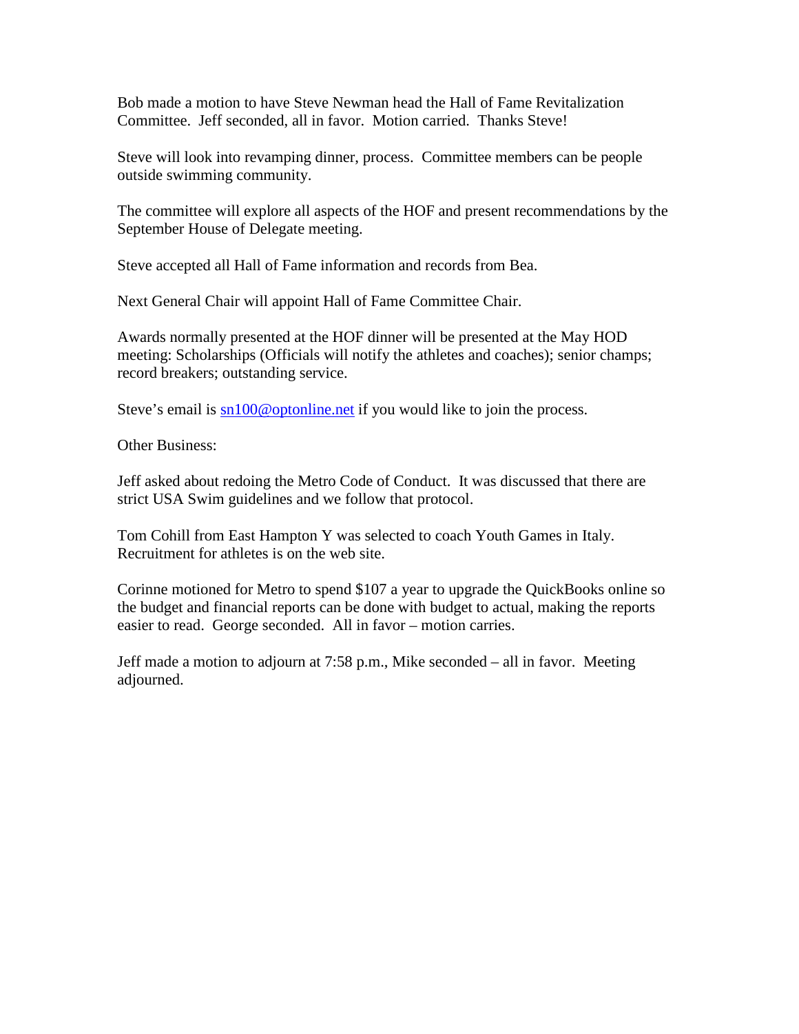Bob made a motion to have Steve Newman head the Hall of Fame Revitalization Committee. Jeff seconded, all in favor. Motion carried. Thanks Steve!

Steve will look into revamping dinner, process. Committee members can be people outside swimming community.

The committee will explore all aspects of the HOF and present recommendations by the September House of Delegate meeting.

Steve accepted all Hall of Fame information and records from Bea.

Next General Chair will appoint Hall of Fame Committee Chair.

Awards normally presented at the HOF dinner will be presented at the May HOD meeting: Scholarships (Officials will notify the athletes and coaches); senior champs; record breakers; outstanding service.

Steve's email is [sn100@optonline.net](mailto:sn100@optonline.net) if you would like to join the process.

Other Business:

Jeff asked about redoing the Metro Code of Conduct. It was discussed that there are strict USA Swim guidelines and we follow that protocol.

Tom Cohill from East Hampton Y was selected to coach Youth Games in Italy. Recruitment for athletes is on the web site.

Corinne motioned for Metro to spend $107 a year to upgrade the QuickBooks online so the budget and financial reports can be done with budget to actual, making the reports easier to read. George seconded. All in favor – motion carries.

Jeff made a motion to adjourn at 7:58 p.m., Mike seconded – all in favor. Meeting adjourned.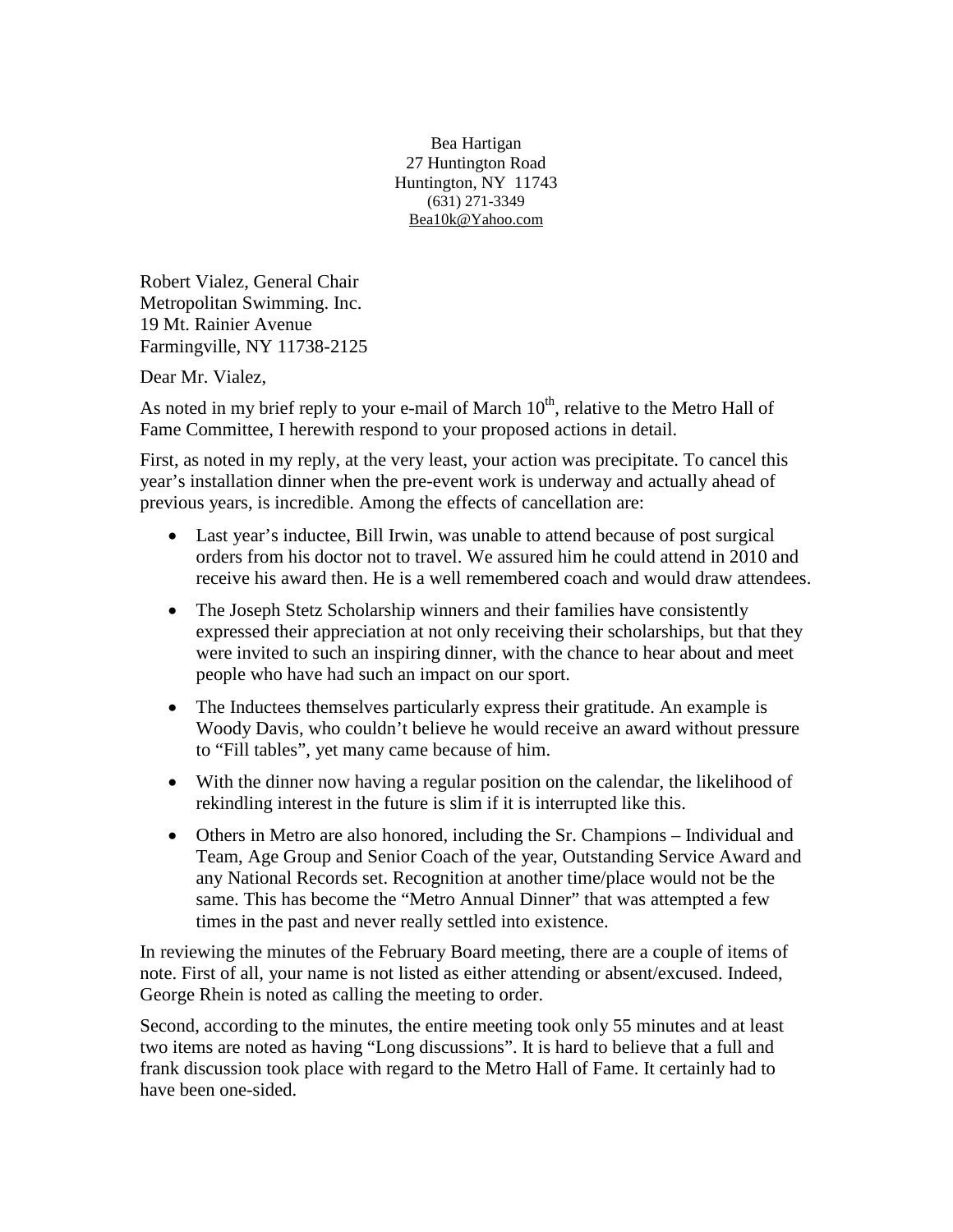Bea Hartigan
27 Huntington Road
Huntington, NY 11743
(631) 271-3349
Bea10k@Yahoo.com

Robert Vialez, General Chair
Metropolitan Swimming. Inc.
19 Mt. Rainier Avenue
Farmingville, NY 11738-2125

Dear Mr. Vialez,

As noted in my brief reply to your e-mail of March 10th, relative to the Metro Hall of Fame Committee, I herewith respond to your proposed actions in detail.

First, as noted in my reply, at the very least, your action was precipitate. To cancel this year's installation dinner when the pre-event work is underway and actually ahead of previous years, is incredible. Among the effects of cancellation are:

- Last year's inductee, Bill Irwin, was unable to attend because of post surgical orders from his doctor not to travel. We assured him he could attend in 2010 and receive his award then. He is a well remembered coach and would draw attendees.
- The Joseph Stetz Scholarship winners and their families have consistently expressed their appreciation at not only receiving their scholarships, but that they were invited to such an inspiring dinner, with the chance to hear about and meet people who have had such an impact on our sport.
- The Inductees themselves particularly express their gratitude. An example is Woody Davis, who couldn't believe he would receive an award without pressure to "Fill tables", yet many came because of him.
- With the dinner now having a regular position on the calendar, the likelihood of rekindling interest in the future is slim if it is interrupted like this.
- Others in Metro are also honored, including the Sr. Champions – Individual and Team, Age Group and Senior Coach of the year, Outstanding Service Award and any National Records set. Recognition at another time/place would not be the same. This has become the "Metro Annual Dinner" that was attempted a few times in the past and never really settled into existence.

In reviewing the minutes of the February Board meeting, there are a couple of items of note. First of all, your name is not listed as either attending or absent/excused. Indeed, George Rhein is noted as calling the meeting to order.

Second, according to the minutes, the entire meeting took only 55 minutes and at least two items are noted as having "Long discussions". It is hard to believe that a full and frank discussion took place with regard to the Metro Hall of Fame. It certainly had to have been one-sided.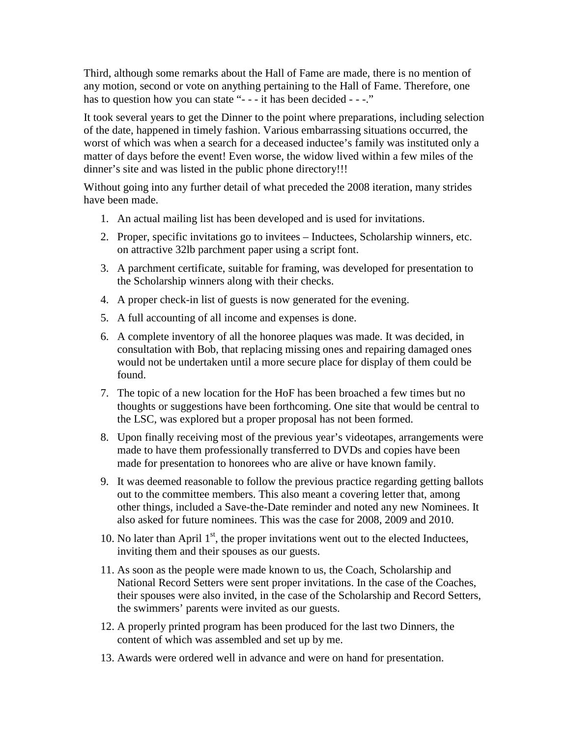Third, although some remarks about the Hall of Fame are made, there is no mention of any motion, second or vote on anything pertaining to the Hall of Fame. Therefore, one has to question how you can state "- - - it has been decided - - -."

It took several years to get the Dinner to the point where preparations, including selection of the date, happened in timely fashion. Various embarrassing situations occurred, the worst of which was when a search for a deceased inductee's family was instituted only a matter of days before the event! Even worse, the widow lived within a few miles of the dinner's site and was listed in the public phone directory!!!

Without going into any further detail of what preceded the 2008 iteration, many strides have been made.

1. An actual mailing list has been developed and is used for invitations.
2. Proper, specific invitations go to invitees – Inductees, Scholarship winners, etc. on attractive 32lb parchment paper using a script font.
3. A parchment certificate, suitable for framing, was developed for presentation to the Scholarship winners along with their checks.
4. A proper check-in list of guests is now generated for the evening.
5. A full accounting of all income and expenses is done.
6. A complete inventory of all the honoree plaques was made. It was decided, in consultation with Bob, that replacing missing ones and repairing damaged ones would not be undertaken until a more secure place for display of them could be found.
7. The topic of a new location for the HoF has been broached a few times but no thoughts or suggestions have been forthcoming. One site that would be central to the LSC, was explored but a proper proposal has not been formed.
8. Upon finally receiving most of the previous year's videotapes, arrangements were made to have them professionally transferred to DVDs and copies have been made for presentation to honorees who are alive or have known family.
9. It was deemed reasonable to follow the previous practice regarding getting ballots out to the committee members. This also meant a covering letter that, among other things, included a Save-the-Date reminder and noted any new Nominees. It also asked for future nominees. This was the case for 2008, 2009 and 2010.
10. No later than April 1st, the proper invitations went out to the elected Inductees, inviting them and their spouses as our guests.
11. As soon as the people were made known to us, the Coach, Scholarship and National Record Setters were sent proper invitations. In the case of the Coaches, their spouses were also invited, in the case of the Scholarship and Record Setters, the swimmers' parents were invited as our guests.
12. A properly printed program has been produced for the last two Dinners, the content of which was assembled and set up by me.
13. Awards were ordered well in advance and were on hand for presentation.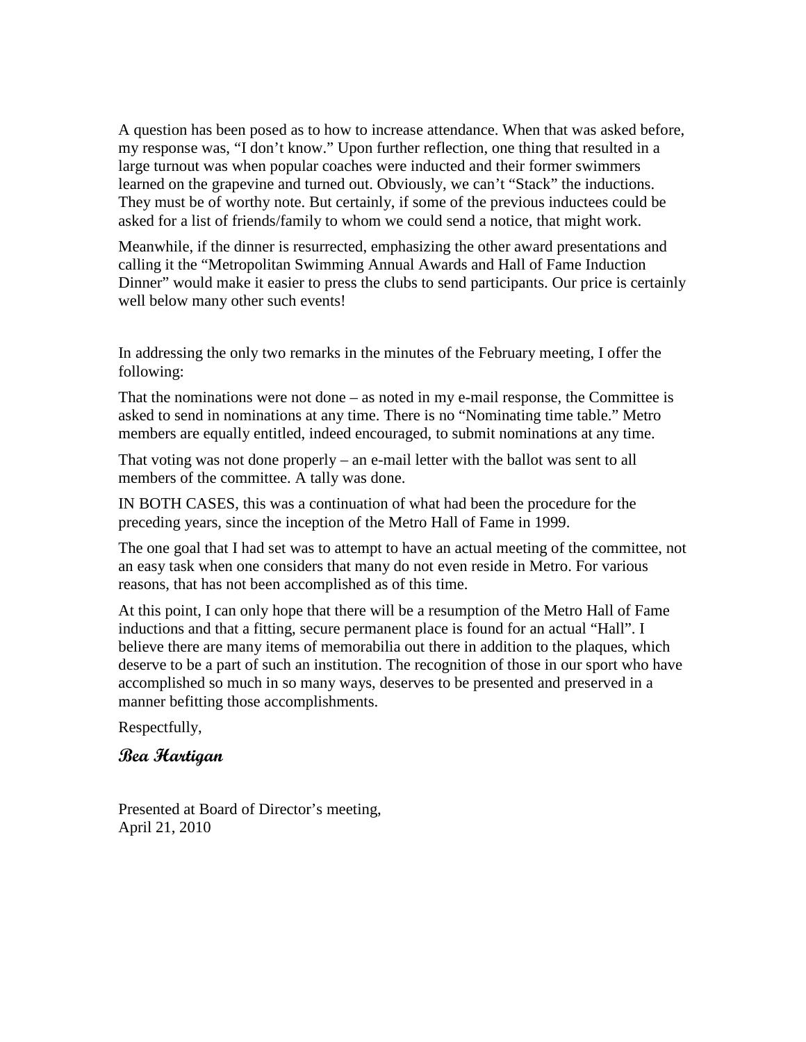A question has been posed as to how to increase attendance. When that was asked before, my response was, "I don't know." Upon further reflection, one thing that resulted in a large turnout was when popular coaches were inducted and their former swimmers learned on the grapevine and turned out. Obviously, we can't "Stack" the inductions. They must be of worthy note. But certainly, if some of the previous inductees could be asked for a list of friends/family to whom we could send a notice, that might work.

Meanwhile, if the dinner is resurrected, emphasizing the other award presentations and calling it the "Metropolitan Swimming Annual Awards and Hall of Fame Induction Dinner" would make it easier to press the clubs to send participants. Our price is certainly well below many other such events!

In addressing the only two remarks in the minutes of the February meeting, I offer the following:

That the nominations were not done – as noted in my e-mail response, the Committee is asked to send in nominations at any time. There is no "Nominating time table." Metro members are equally entitled, indeed encouraged, to submit nominations at any time.

That voting was not done properly – an e-mail letter with the ballot was sent to all members of the committee. A tally was done.

IN BOTH CASES, this was a continuation of what had been the procedure for the preceding years, since the inception of the Metro Hall of Fame in 1999.

The one goal that I had set was to attempt to have an actual meeting of the committee, not an easy task when one considers that many do not even reside in Metro. For various reasons, that has not been accomplished as of this time.

At this point, I can only hope that there will be a resumption of the Metro Hall of Fame inductions and that a fitting, secure permanent place is found for an actual "Hall". I believe there are many items of memorabilia out there in addition to the plaques, which deserve to be a part of such an institution. The recognition of those in our sport who have accomplished so much in so many ways, deserves to be presented and preserved in a manner befitting those accomplishments.

Respectfully,

**Bea Hartigan**

Presented at Board of Director's meeting,
April 21, 2010